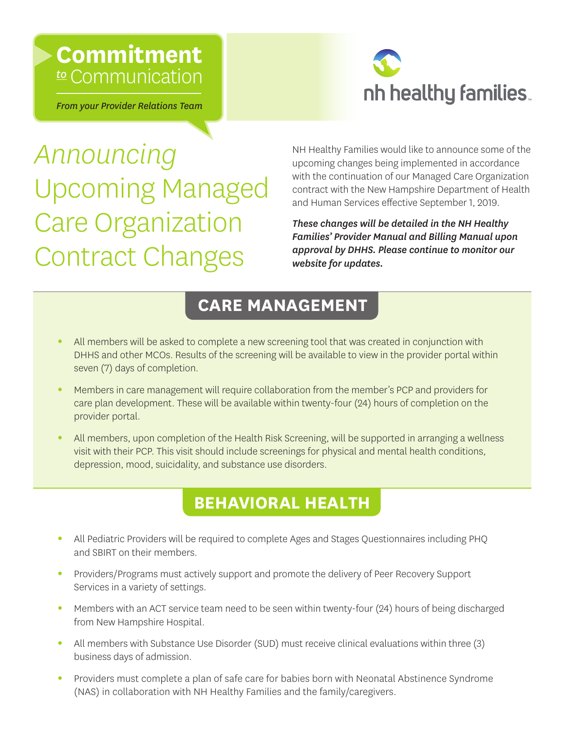**Commitment** *to* Communication

*From your Provider Relations Team*

nh healthy families

# *Announcing* Upcoming Managed Care Organization Contract Changes

NH Healthy Families would like to announce some of the upcoming changes being implemented in accordance with the continuation of our Managed Care Organization contract with the New Hampshire Department of Health and Human Services effective September 1, 2019.

***These changes will be detailed in the NH Healthy Families' Provider Manual and Billing Manual upon approval by DHHS. Please continue to monitor our website for updates.***

## CARE MANAGEMENT

- All members will be asked to complete a new screening tool that was created in conjunction with DHHS and other MCOs. Results of the screening will be available to view in the provider portal within seven (7) days of completion.
- Members in care management will require collaboration from the member's PCP and providers for care plan development. These will be available within twenty-four (24) hours of completion on the provider portal.
- All members, upon completion of the Health Risk Screening, will be supported in arranging a wellness visit with their PCP. This visit should include screenings for physical and mental health conditions, depression, mood, suicidality, and substance use disorders.

## BEHAVIORAL HEALTH

- All Pediatric Providers will be required to complete Ages and Stages Questionnaires including PHQ and SBIRT on their members.
- Providers/Programs must actively support and promote the delivery of Peer Recovery Support Services in a variety of settings.
- Members with an ACT service team need to be seen within twenty-four (24) hours of being discharged from New Hampshire Hospital.
- All members with Substance Use Disorder (SUD) must receive clinical evaluations within three (3) business days of admission.
- Providers must complete a plan of safe care for babies born with Neonatal Abstinence Syndrome (NAS) in collaboration with NH Healthy Families and the family/caregivers.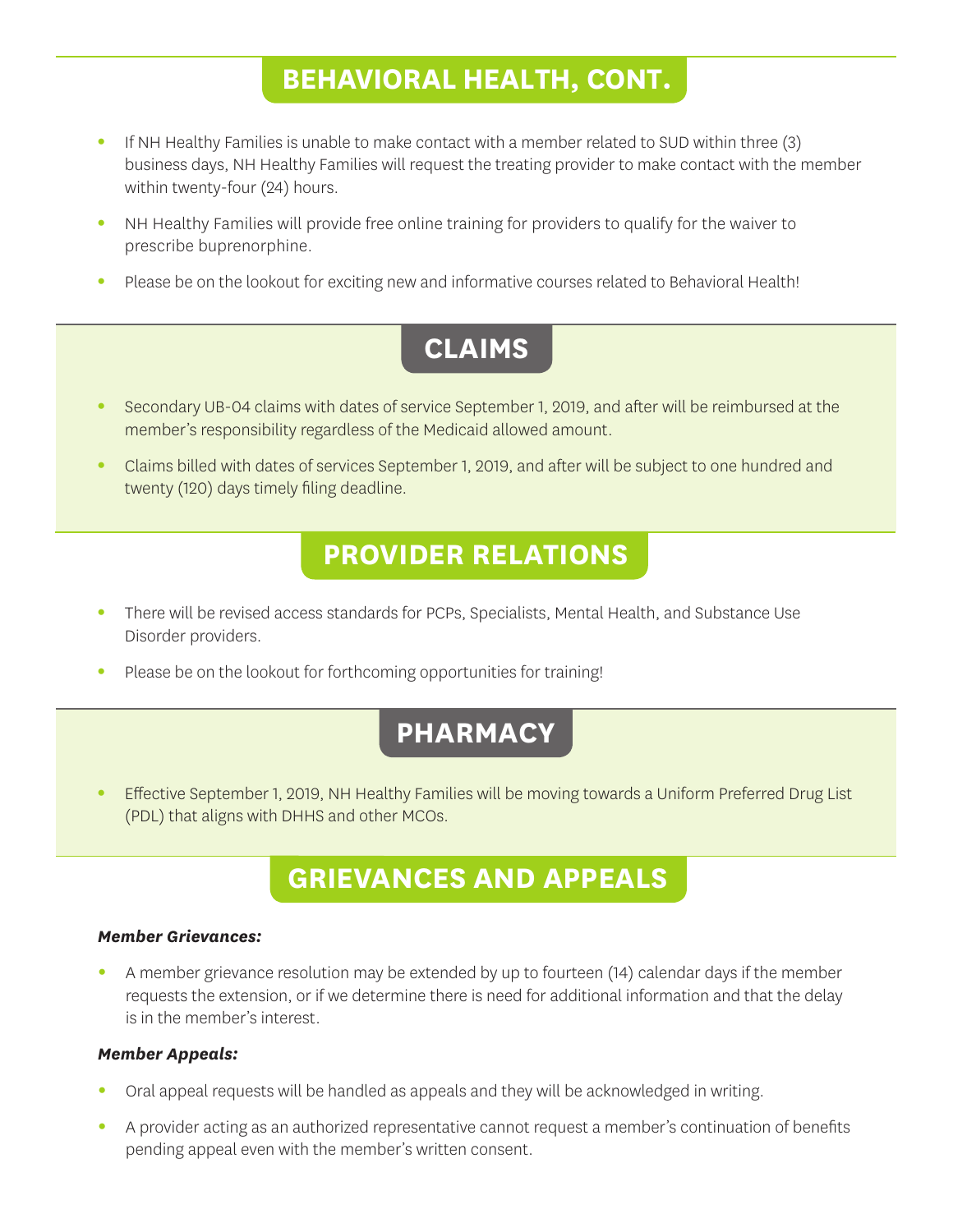## BEHAVIORAL HEALTH, CONT.

- If NH Healthy Families is unable to make contact with a member related to SUD within three (3) business days, NH Healthy Families will request the treating provider to make contact with the member within twenty-four (24) hours.
- NH Healthy Families will provide free online training for providers to qualify for the waiver to prescribe buprenorphine.
- Please be on the lookout for exciting new and informative courses related to Behavioral Health!

## CLAIMS

- Secondary UB-04 claims with dates of service September 1, 2019, and after will be reimbursed at the member's responsibility regardless of the Medicaid allowed amount.
- Claims billed with dates of services September 1, 2019, and after will be subject to one hundred and twenty (120) days timely filing deadline.

## PROVIDER RELATIONS

- There will be revised access standards for PCPs, Specialists, Mental Health, and Substance Use Disorder providers.
- Please be on the lookout for forthcoming opportunities for training!

## PHARMACY

- Effective September 1, 2019, NH Healthy Families will be moving towards a Uniform Preferred Drug List (PDL) that aligns with DHHS and other MCOs.

## GRIEVANCES AND APPEALS

***Member Grievances:***

- A member grievance resolution may be extended by up to fourteen (14) calendar days if the member requests the extension, or if we determine there is need for additional information and that the delay is in the member's interest.

***Member Appeals:***

- Oral appeal requests will be handled as appeals and they will be acknowledged in writing.
- A provider acting as an authorized representative cannot request a member's continuation of benefits pending appeal even with the member's written consent.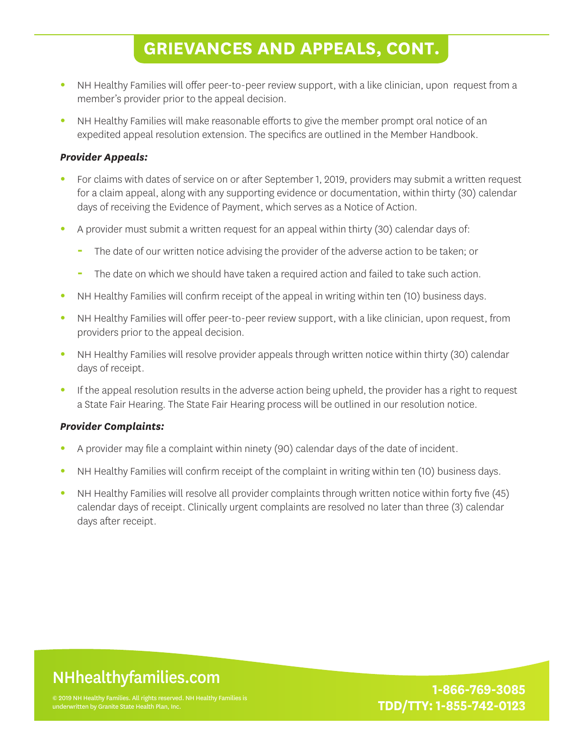# GRIEVANCES AND APPEALS, CONT.

- NH Healthy Families will offer peer-to-peer review support, with a like clinician, upon request from a member's provider prior to the appeal decision.
- NH Healthy Families will make reasonable efforts to give the member prompt oral notice of an expedited appeal resolution extension. The specifics are outlined in the Member Handbook.

***Provider Appeals:***

- For claims with dates of service on or after September 1, 2019, providers may submit a written request for a claim appeal, along with any supporting evidence or documentation, within thirty (30) calendar days of receiving the Evidence of Payment, which serves as a Notice of Action.
- A provider must submit a written request for an appeal within thirty (30) calendar days of:
  - The date of our written notice advising the provider of the adverse action to be taken; or
  - The date on which we should have taken a required action and failed to take such action.
- NH Healthy Families will confirm receipt of the appeal in writing within ten (10) business days.
- NH Healthy Families will offer peer-to-peer review support, with a like clinician, upon request, from providers prior to the appeal decision.
- NH Healthy Families will resolve provider appeals through written notice within thirty (30) calendar days of receipt.
- If the appeal resolution results in the adverse action being upheld, the provider has a right to request a State Fair Hearing. The State Fair Hearing process will be outlined in our resolution notice.

***Provider Complaints:***

- A provider may file a complaint within ninety (90) calendar days of the date of incident.
- NH Healthy Families will confirm receipt of the complaint in writing within ten (10) business days.
- NH Healthy Families will resolve all provider complaints through written notice within forty five (45) calendar days of receipt. Clinically urgent complaints are resolved no later than three (3) calendar days after receipt.

NHhealthyfamilies.com

© 2019 NH Healthy Families. All rights reserved. NH Healthy Families is underwritten by Granite State Health Plan, Inc.

**1-866-769-3085**
**TDD/TTY: 1-855-742-0123**